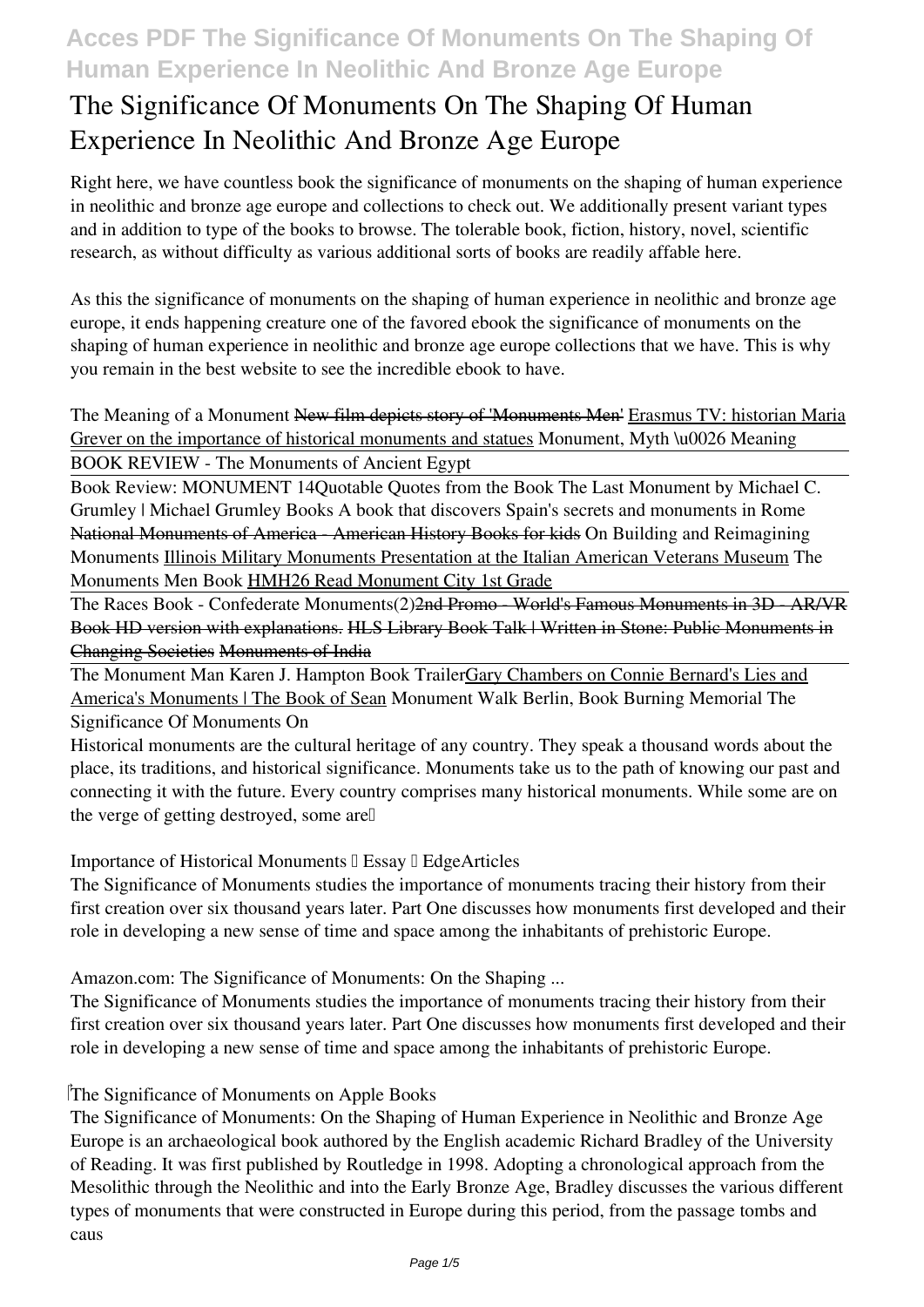# The Significance Of Monuments On The Shaping Of Human Experience In Neolithic And Bronze Age Europe

Right here, we have countless book the significance of monuments on the shaping of human experience in neolithic and bronze age europe and collections to check out. We additionally present variant types and in addition to type of the books to browse. The tolerable book, fiction, history, novel, scientific research, as without difficulty as various additional sorts of books are readily affable here.

As this the significance of monuments on the shaping of human experience in neolithic and bronze age europe, it ends happening creature one of the favored ebook the significance of monuments on the shaping of human experience in neolithic and bronze age europe collections that we have. This is why you remain in the best website to see the incredible ebook to have.

*The Meaning of a Monument* New film depicts story of 'Monuments Men' Erasmus TV: historian Maria Grever on the importance of historical monuments and statues *Monument, Myth \u0026 Meaning* BOOK REVIEW - The Monuments of Ancient Egypt

Book Review: MONUMENT 14*Quotable Quotes from the Book The Last Monument by Michael C. Grumley | Michael Grumley Books* A book that discovers Spain's secrets and monuments in Rome National Monuments of America - American History Books for kids *On Building and Reimagining Monuments* Illinois Military Monuments Presentation at the Italian American Veterans Museum *The Monuments Men Book* HMH26 Read Monument City 1st Grade

The Races Book - Confederate Monuments(2)2nd Promo - World's Famous Monuments in 3D - AR/VR Book HD version with explanations. HLS Library Book Talk | Written in Stone: Public Monuments in Changing Societies Monuments of India

The Monument Man Karen J. Hampton Book TrailerGary Chambers on Connie Bernard's Lies and America's Monuments | The Book of Sean *Monument Walk Berlin, Book Burning Memorial The Significance Of Monuments On*

Historical monuments are the cultural heritage of any country. They speak a thousand words about the place, its traditions, and historical significance. Monuments take us to the path of knowing our past and connecting it with the future. Every country comprises many historical monuments. While some are on the verge of getting destroyed, some are…

*Importance of Historical Monuments – Essay – EdgeArticles*

The Significance of Monuments studies the importance of monuments tracing their history from their first creation over six thousand years later. Part One discusses how monuments first developed and their role in developing a new sense of time and space among the inhabitants of prehistoric Europe.

*Amazon.com: The Significance of Monuments: On the Shaping ...*

The Significance of Monuments studies the importance of monuments tracing their history from their first creation over six thousand years later. Part One discusses how monuments first developed and their role in developing a new sense of time and space among the inhabitants of prehistoric Europe.

*The Significance of Monuments on Apple Books*

The Significance of Monuments: On the Shaping of Human Experience in Neolithic and Bronze Age Europe is an archaeological book authored by the English academic Richard Bradley of the University of Reading. It was first published by Routledge in 1998. Adopting a chronological approach from the Mesolithic through the Neolithic and into the Early Bronze Age, Bradley discusses the various different types of monuments that were constructed in Europe during this period, from the passage tombs and caus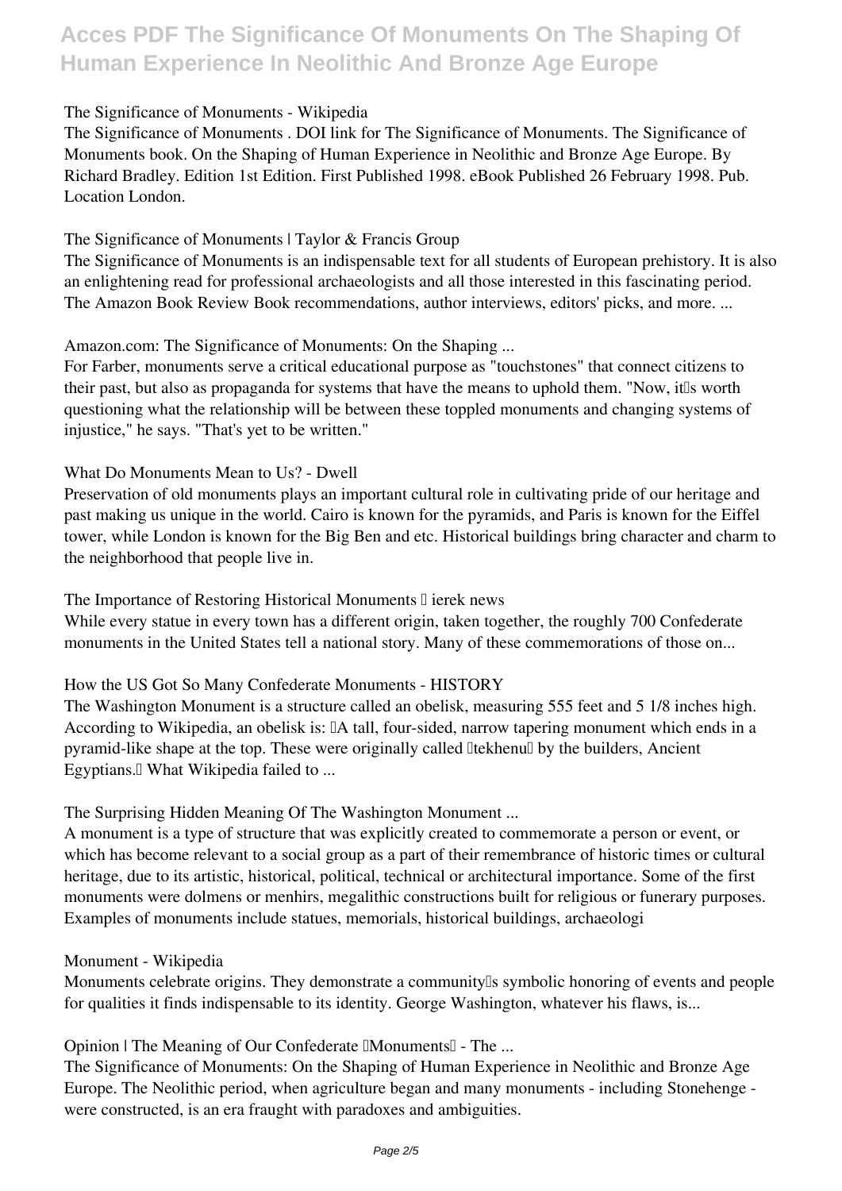**The Significance of Monuments - Wikipedia**

The Significance of Monuments . DOI link for The Significance of Monuments. The Significance of Monuments book. On the Shaping of Human Experience in Neolithic and Bronze Age Europe. By Richard Bradley. Edition 1st Edition. First Published 1998. eBook Published 26 February 1998. Pub. Location London.

**The Significance of Monuments | Taylor & Francis Group**

The Significance of Monuments is an indispensable text for all students of European prehistory. It is also an enlightening read for professional archaeologists and all those interested in this fascinating period. The Amazon Book Review Book recommendations, author interviews, editors' picks, and more. ...

**Amazon.com: The Significance of Monuments: On the Shaping ...**

For Farber, monuments serve a critical educational purpose as "touchstones" that connect citizens to their past, but also as propaganda for systems that have the means to uphold them. "Now, it's worth questioning what the relationship will be between these toppled monuments and changing systems of injustice," he says. "That's yet to be written."

**What Do Monuments Mean to Us? - Dwell**

Preservation of old monuments plays an important cultural role in cultivating pride of our heritage and past making us unique in the world. Cairo is known for the pyramids, and Paris is known for the Eiffel tower, while London is known for the Big Ben and etc. Historical buildings bring character and charm to the neighborhood that people live in.

**The Importance of Restoring Historical Monuments – ierek news**

While every statue in every town has a different origin, taken together, the roughly 700 Confederate monuments in the United States tell a national story. Many of these commemorations of those on...

**How the US Got So Many Confederate Monuments - HISTORY**

The Washington Monument is a structure called an obelisk, measuring 555 feet and 5 1/8 inches high. According to Wikipedia, an obelisk is: "A tall, four-sided, narrow tapering monument which ends in a pyramid-like shape at the top. These were originally called "tekhenu" by the builders, Ancient Egyptians." What Wikipedia failed to ...

**The Surprising Hidden Meaning Of The Washington Monument ...**

A monument is a type of structure that was explicitly created to commemorate a person or event, or which has become relevant to a social group as a part of their remembrance of historic times or cultural heritage, due to its artistic, historical, political, technical or architectural importance. Some of the first monuments were dolmens or menhirs, megalithic constructions built for religious or funerary purposes. Examples of monuments include statues, memorials, historical buildings, archaeologi

**Monument - Wikipedia**

Monuments celebrate origins. They demonstrate a community's symbolic honoring of events and people for qualities it finds indispensable to its identity. George Washington, whatever his flaws, is...

**Opinion | The Meaning of Our Confederate "Monuments" - The ...**

The Significance of Monuments: On the Shaping of Human Experience in Neolithic and Bronze Age Europe. The Neolithic period, when agriculture began and many monuments - including Stonehenge - were constructed, is an era fraught with paradoxes and ambiguities.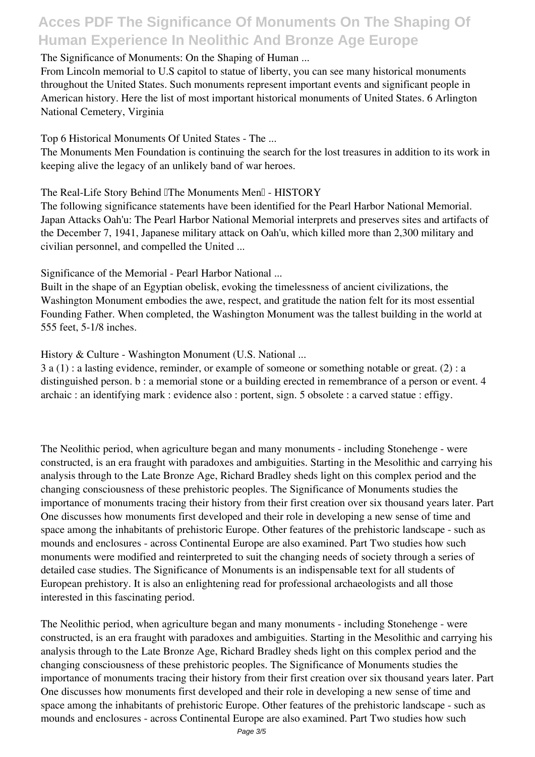**The Significance of Monuments: On the Shaping of Human ...**

From Lincoln memorial to U.S capitol to statue of liberty, you can see many historical monuments throughout the United States. Such monuments represent important events and significant people in American history. Here the list of most important historical monuments of United States. 6 Arlington National Cemetery, Virginia

**Top 6 Historical Monuments Of United States - The ...**

The Monuments Men Foundation is continuing the search for the lost treasures in addition to its work in keeping alive the legacy of an unlikely band of war heroes.

**The Real-Life Story Behind 'The Monuments Men' - HISTORY**

The following significance statements have been identified for the Pearl Harbor National Memorial. Japan Attacks Oah'u: The Pearl Harbor National Memorial interprets and preserves sites and artifacts of the December 7, 1941, Japanese military attack on Oah'u, which killed more than 2,300 military and civilian personnel, and compelled the United ...

**Significance of the Memorial - Pearl Harbor National ...**

Built in the shape of an Egyptian obelisk, evoking the timelessness of ancient civilizations, the Washington Monument embodies the awe, respect, and gratitude the nation felt for its most essential Founding Father. When completed, the Washington Monument was the tallest building in the world at 555 feet, 5-1/8 inches.

**History & Culture - Washington Monument (U.S. National ...**

3 a (1) : a lasting evidence, reminder, or example of someone or something notable or great. (2) : a distinguished person. b : a memorial stone or a building erected in remembrance of a person or event. 4 archaic : an identifying mark : evidence also : portent, sign. 5 obsolete : a carved statue : effigy.

The Neolithic period, when agriculture began and many monuments - including Stonehenge - were constructed, is an era fraught with paradoxes and ambiguities. Starting in the Mesolithic and carrying his analysis through to the Late Bronze Age, Richard Bradley sheds light on this complex period and the changing consciousness of these prehistoric peoples. The Significance of Monuments studies the importance of monuments tracing their history from their first creation over six thousand years later. Part One discusses how monuments first developed and their role in developing a new sense of time and space among the inhabitants of prehistoric Europe. Other features of the prehistoric landscape - such as mounds and enclosures - across Continental Europe are also examined. Part Two studies how such monuments were modified and reinterpreted to suit the changing needs of society through a series of detailed case studies. The Significance of Monuments is an indispensable text for all students of European prehistory. It is also an enlightening read for professional archaeologists and all those interested in this fascinating period.

The Neolithic period, when agriculture began and many monuments - including Stonehenge - were constructed, is an era fraught with paradoxes and ambiguities. Starting in the Mesolithic and carrying his analysis through to the Late Bronze Age, Richard Bradley sheds light on this complex period and the changing consciousness of these prehistoric peoples. The Significance of Monuments studies the importance of monuments tracing their history from their first creation over six thousand years later. Part One discusses how monuments first developed and their role in developing a new sense of time and space among the inhabitants of prehistoric Europe. Other features of the prehistoric landscape - such as mounds and enclosures - across Continental Europe are also examined. Part Two studies how such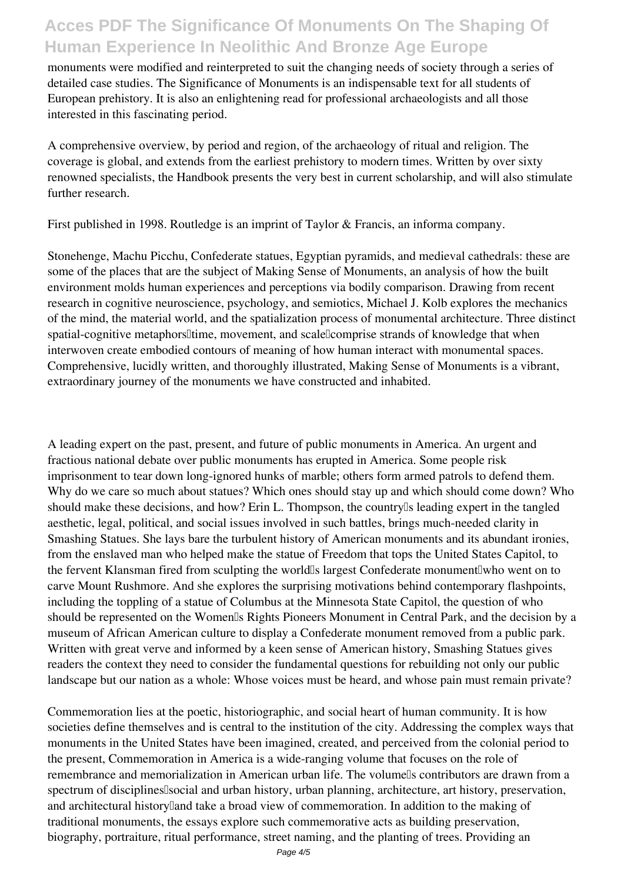monuments were modified and reinterpreted to suit the changing needs of society through a series of detailed case studies. The Significance of Monuments is an indispensable text for all students of European prehistory. It is also an enlightening read for professional archaeologists and all those interested in this fascinating period.

A comprehensive overview, by period and region, of the archaeology of ritual and religion. The coverage is global, and extends from the earliest prehistory to modern times. Written by over sixty renowned specialists, the Handbook presents the very best in current scholarship, and will also stimulate further research.

First published in 1998. Routledge is an imprint of Taylor & Francis, an informa company.

Stonehenge, Machu Picchu, Confederate statues, Egyptian pyramids, and medieval cathedrals: these are some of the places that are the subject of Making Sense of Monuments, an analysis of how the built environment molds human experiences and perceptions via bodily comparison. Drawing from recent research in cognitive neuroscience, psychology, and semiotics, Michael J. Kolb explores the mechanics of the mind, the material world, and the spatialization process of monumental architecture. Three distinct spatial-cognitive metaphors—time, movement, and scale—comprise strands of knowledge that when interwoven create embodied contours of meaning of how human interact with monumental spaces. Comprehensive, lucidly written, and thoroughly illustrated, Making Sense of Monuments is a vibrant, extraordinary journey of the monuments we have constructed and inhabited.

A leading expert on the past, present, and future of public monuments in America. An urgent and fractious national debate over public monuments has erupted in America. Some people risk imprisonment to tear down long-ignored hunks of marble; others form armed patrols to defend them. Why do we care so much about statues? Which ones should stay up and which should come down? Who should make these decisions, and how? Erin L. Thompson, the country's leading expert in the tangled aesthetic, legal, political, and social issues involved in such battles, brings much-needed clarity in Smashing Statues. She lays bare the turbulent history of American monuments and its abundant ironies, from the enslaved man who helped make the statue of Freedom that tops the United States Capitol, to the fervent Klansman fired from sculpting the world's largest Confederate monument—who went on to carve Mount Rushmore. And she explores the surprising motivations behind contemporary flashpoints, including the toppling of a statue of Columbus at the Minnesota State Capitol, the question of who should be represented on the Women's Rights Pioneers Monument in Central Park, and the decision by a museum of African American culture to display a Confederate monument removed from a public park. Written with great verve and informed by a keen sense of American history, Smashing Statues gives readers the context they need to consider the fundamental questions for rebuilding not only our public landscape but our nation as a whole: Whose voices must be heard, and whose pain must remain private?

Commemoration lies at the poetic, historiographic, and social heart of human community. It is how societies define themselves and is central to the institution of the city. Addressing the complex ways that monuments in the United States have been imagined, created, and perceived from the colonial period to the present, Commemoration in America is a wide-ranging volume that focuses on the role of remembrance and memorialization in American urban life. The volume's contributors are drawn from a spectrum of disciplines—social and urban history, urban planning, architecture, art history, preservation, and architectural history—and take a broad view of commemoration. In addition to the making of traditional monuments, the essays explore such commemorative acts as building preservation, biography, portraiture, ritual performance, street naming, and the planting of trees. Providing an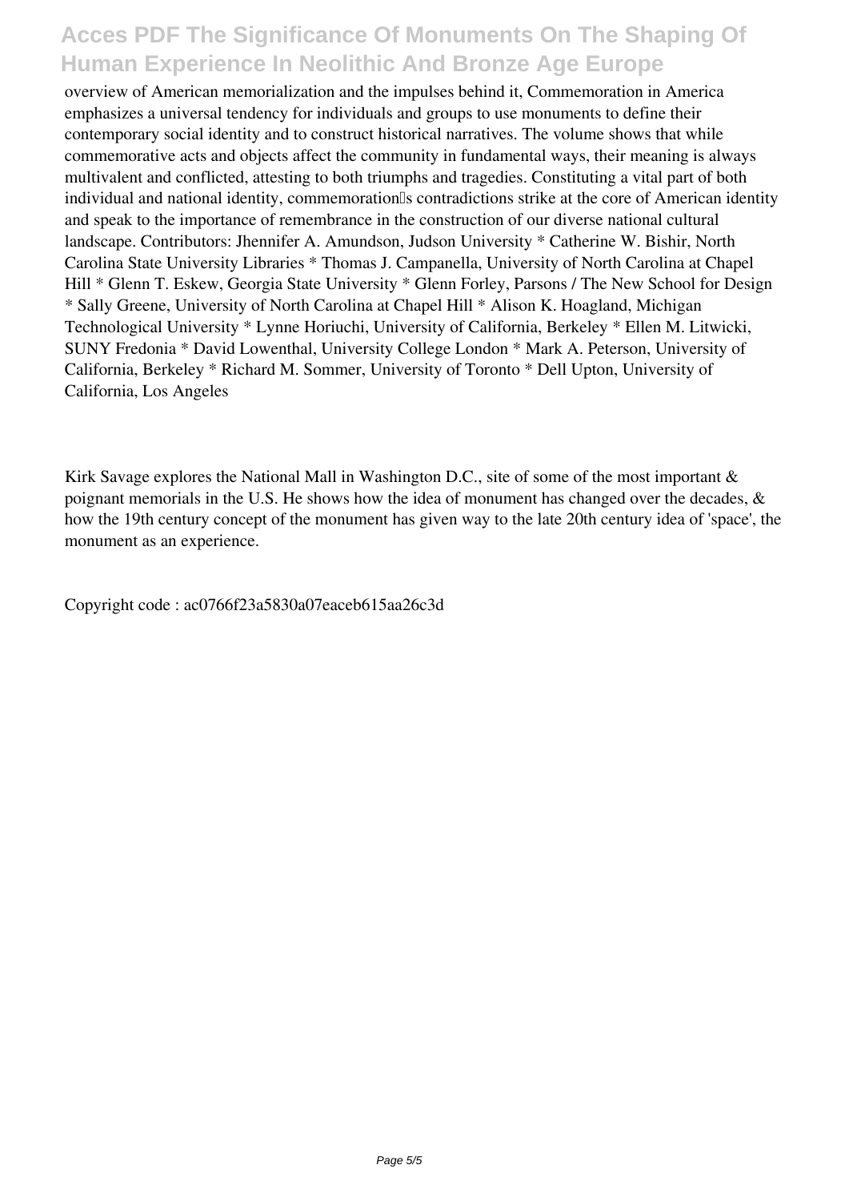overview of American memorialization and the impulses behind it, Commemoration in America emphasizes a universal tendency for individuals and groups to use monuments to define their contemporary social identity and to construct historical narratives. The volume shows that while commemorative acts and objects affect the community in fundamental ways, their meaning is always multivalent and conflicted, attesting to both triumphs and tragedies. Constituting a vital part of both individual and national identity, commemoration's contradictions strike at the core of American identity and speak to the importance of remembrance in the construction of our diverse national cultural landscape. Contributors: Jhennifer A. Amundson, Judson University * Catherine W. Bishir, North Carolina State University Libraries * Thomas J. Campanella, University of North Carolina at Chapel Hill * Glenn T. Eskew, Georgia State University * Glenn Forley, Parsons / The New School for Design * Sally Greene, University of North Carolina at Chapel Hill * Alison K. Hoagland, Michigan Technological University * Lynne Horiuchi, University of California, Berkeley * Ellen M. Litwicki, SUNY Fredonia * David Lowenthal, University College London * Mark A. Peterson, University of California, Berkeley * Richard M. Sommer, University of Toronto * Dell Upton, University of California, Los Angeles

Kirk Savage explores the National Mall in Washington D.C., site of some of the most important & poignant memorials in the U.S. He shows how the idea of monument has changed over the decades, & how the 19th century concept of the monument has given way to the late 20th century idea of 'space', the monument as an experience.

Copyright code : ac0766f23a5830a07eaceb615aa26c3d